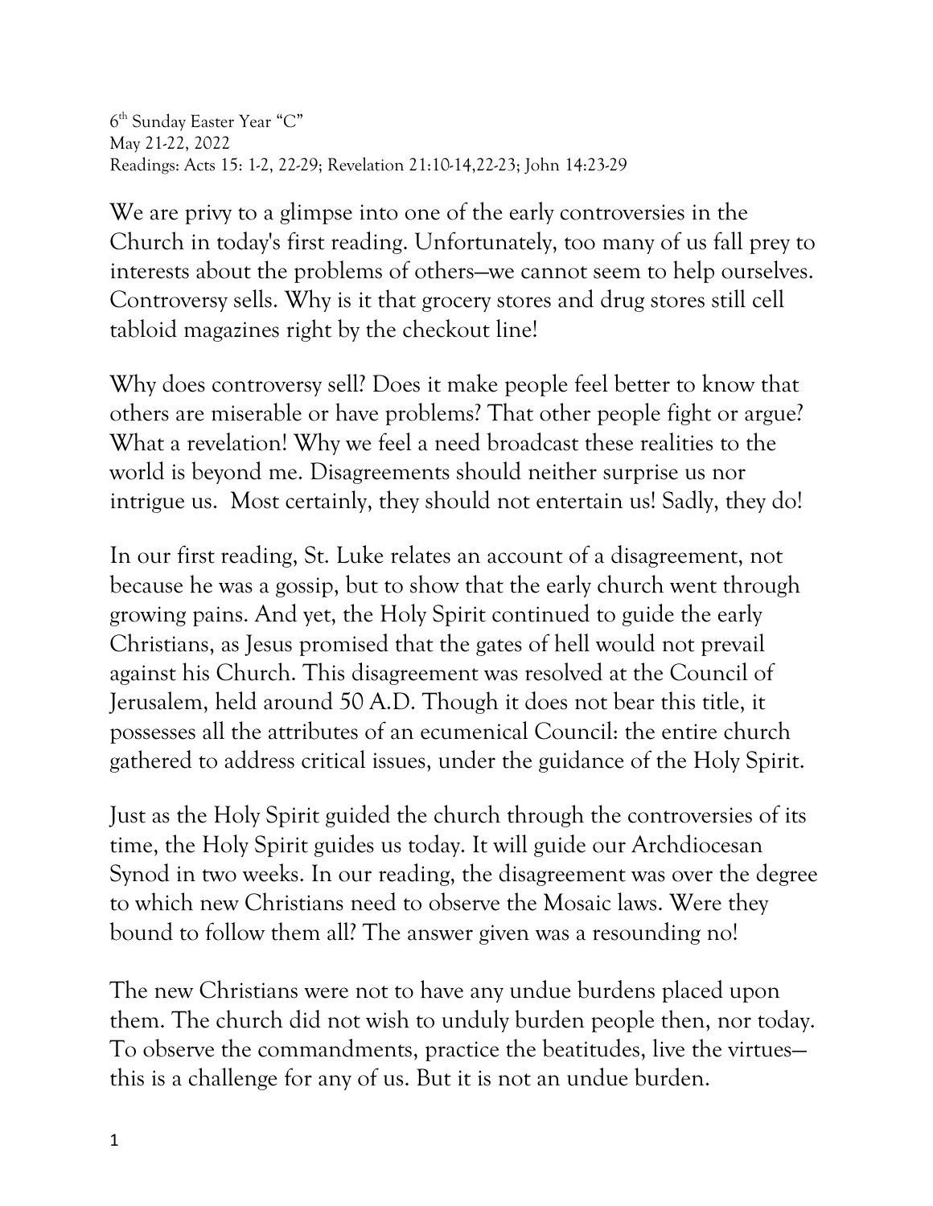6th Sunday Easter Year "C"
May 21-22, 2022
Readings: Acts 15: 1-2, 22-29; Revelation 21:10-14,22-23; John 14:23-29

We are privy to a glimpse into one of the early controversies in the Church in today's first reading. Unfortunately, too many of us fall prey to interests about the problems of others—we cannot seem to help ourselves. Controversy sells. Why is it that grocery stores and drug stores still cell tabloid magazines right by the checkout line!

Why does controversy sell? Does it make people feel better to know that others are miserable or have problems? That other people fight or argue? What a revelation! Why we feel a need broadcast these realities to the world is beyond me. Disagreements should neither surprise us nor intrigue us. Most certainly, they should not entertain us! Sadly, they do!

In our first reading, St. Luke relates an account of a disagreement, not because he was a gossip, but to show that the early church went through growing pains. And yet, the Holy Spirit continued to guide the early Christians, as Jesus promised that the gates of hell would not prevail against his Church. This disagreement was resolved at the Council of Jerusalem, held around 50 A.D. Though it does not bear this title, it possesses all the attributes of an ecumenical Council: the entire church gathered to address critical issues, under the guidance of the Holy Spirit.

Just as the Holy Spirit guided the church through the controversies of its time, the Holy Spirit guides us today. It will guide our Archdiocesan Synod in two weeks. In our reading, the disagreement was over the degree to which new Christians need to observe the Mosaic laws. Were they bound to follow them all? The answer given was a resounding no!

The new Christians were not to have any undue burdens placed upon them. The church did not wish to unduly burden people then, nor today. To observe the commandments, practice the beatitudes, live the virtues—this is a challenge for any of us. But it is not an undue burden.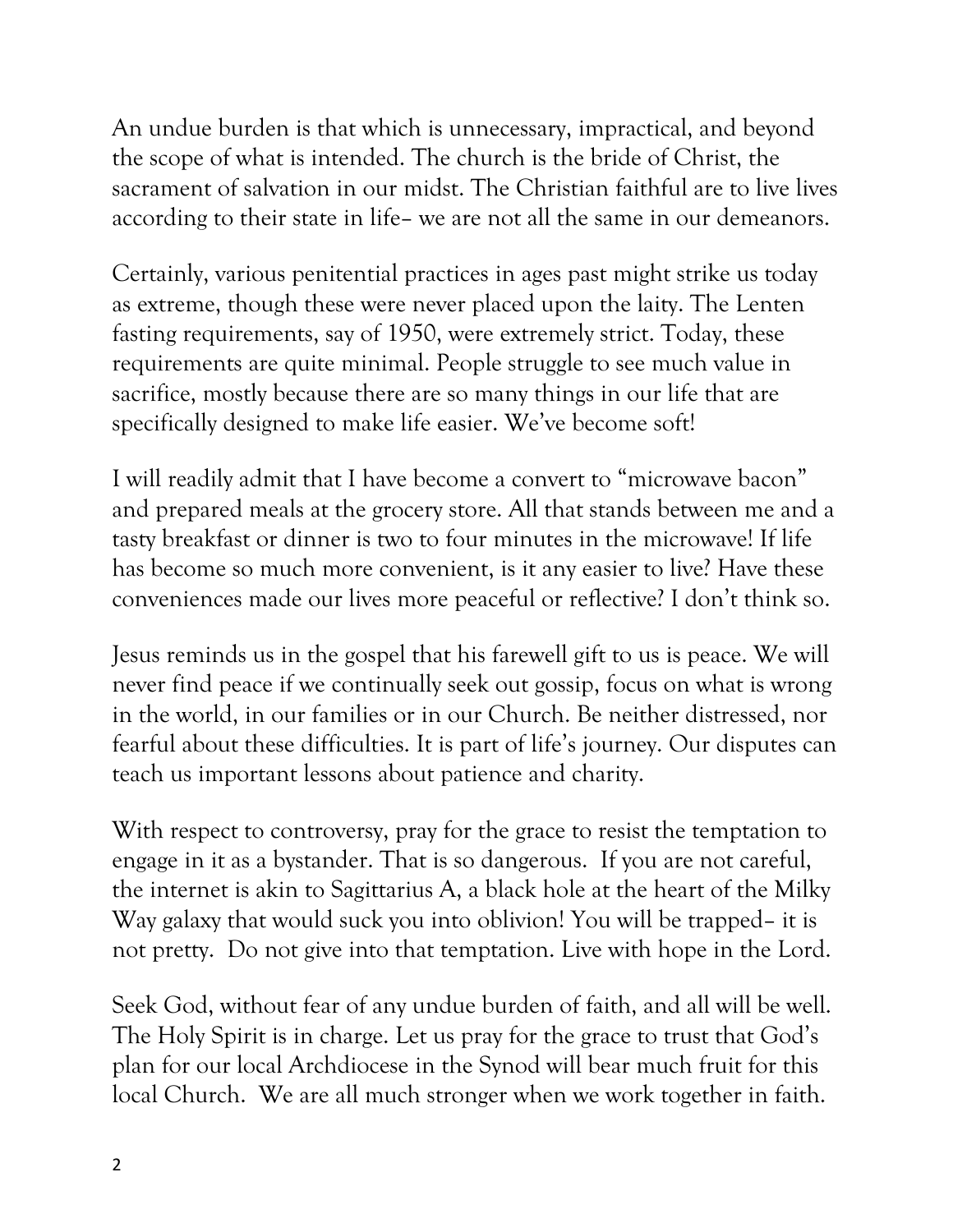An undue burden is that which is unnecessary, impractical, and beyond the scope of what is intended. The church is the bride of Christ, the sacrament of salvation in our midst. The Christian faithful are to live lives according to their state in life– we are not all the same in our demeanors.

Certainly, various penitential practices in ages past might strike us today as extreme, though these were never placed upon the laity. The Lenten fasting requirements, say of 1950, were extremely strict. Today, these requirements are quite minimal. People struggle to see much value in sacrifice, mostly because there are so many things in our life that are specifically designed to make life easier. We've become soft!

I will readily admit that I have become a convert to "microwave bacon" and prepared meals at the grocery store. All that stands between me and a tasty breakfast or dinner is two to four minutes in the microwave! If life has become so much more convenient, is it any easier to live? Have these conveniences made our lives more peaceful or reflective? I don't think so.

Jesus reminds us in the gospel that his farewell gift to us is peace. We will never find peace if we continually seek out gossip, focus on what is wrong in the world, in our families or in our Church. Be neither distressed, nor fearful about these difficulties. It is part of life's journey. Our disputes can teach us important lessons about patience and charity.

With respect to controversy, pray for the grace to resist the temptation to engage in it as a bystander. That is so dangerous. If you are not careful, the internet is akin to Sagittarius A, a black hole at the heart of the Milky Way galaxy that would suck you into oblivion! You will be trapped– it is not pretty. Do not give into that temptation. Live with hope in the Lord.

Seek God, without fear of any undue burden of faith, and all will be well. The Holy Spirit is in charge. Let us pray for the grace to trust that God's plan for our local Archdiocese in the Synod will bear much fruit for this local Church. We are all much stronger when we work together in faith.